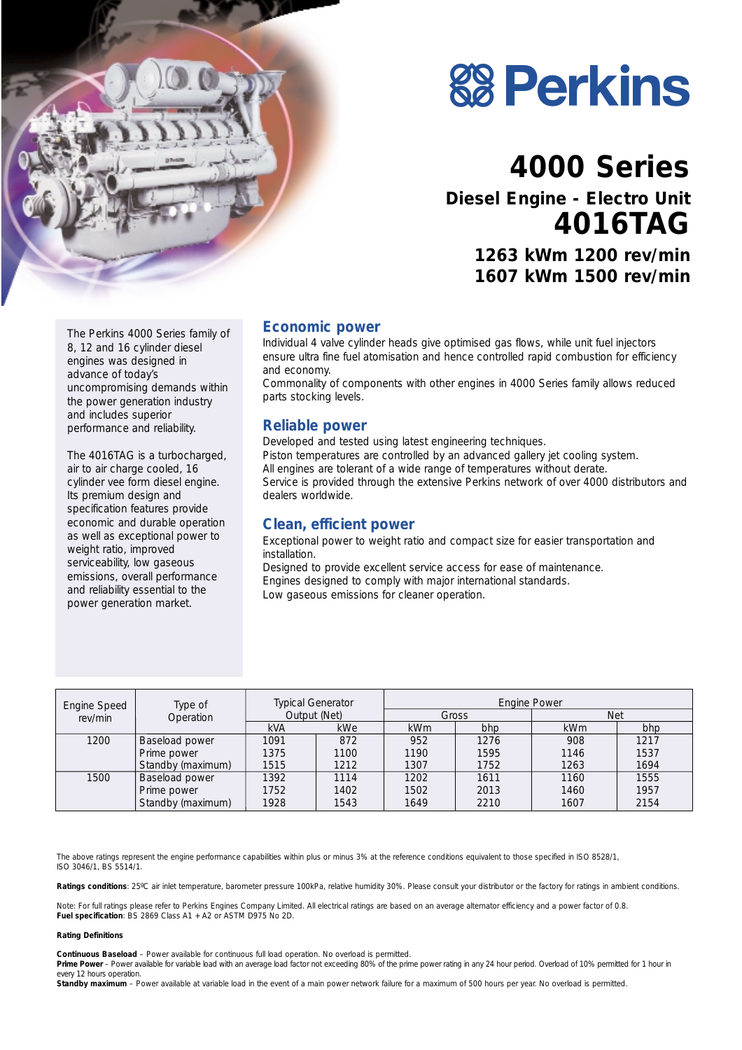# Perkins

# 4000 Series

## Diesel Engine - Electro Unit

# 4016TAG

### 1263 kWm 1200 rev/min
### 1607 kWm 1500 rev/min

The Perkins 4000 Series family of 8, 12 and 16 cylinder diesel engines was designed in advance of today's uncompromising demands within the power generation industry and includes superior performance and reliability.

The 4016TAG is a turbocharged, air to air charge cooled, 16 cylinder vee form diesel engine. Its premium design and specification features provide economic and durable operation as well as exceptional power to weight ratio, improved serviceability, low gaseous emissions, overall performance and reliability essential to the power generation market.

## Economic power

Individual 4 valve cylinder heads give optimised gas flows, while unit fuel injectors ensure ultra fine fuel atomisation and hence controlled rapid combustion for efficiency and economy.
Commonality of components with other engines in 4000 Series family allows reduced parts stocking levels.

## Reliable power

Developed and tested using latest engineering techniques.
Piston temperatures are controlled by an advanced gallery jet cooling system.
All engines are tolerant of a wide range of temperatures without derate.
Service is provided through the extensive Perkins network of over 4000 distributors and dealers worldwide.

## Clean, efficient power

Exceptional power to weight ratio and compact size for easier transportation and installation.
Designed to provide excellent service access for ease of maintenance.
Engines designed to comply with major international standards.
Low gaseous emissions for cleaner operation.

| Engine Speed rev/min | Type of Operation | Typical Generator Output (Net) | | Engine Power | | | |
|---|---|---|---|---|---|---|---|
| | | | | Gross | | Net | |
| | | kVA | kWe | kWm | bhp | kWm | bhp |
| 1200 | Baseload power | 1091 | 872 | 952 | 1276 | 908 | 1217 |
| | Prime power | 1375 | 1100 | 1190 | 1595 | 1146 | 1537 |
| | Standby (maximum) | 1515 | 1212 | 1307 | 1752 | 1263 | 1694 |
| 1500 | Baseload power | 1392 | 1114 | 1202 | 1611 | 1160 | 1555 |
| | Prime power | 1752 | 1402 | 1502 | 2013 | 1460 | 1957 |
| | Standby (maximum) | 1928 | 1543 | 1649 | 2210 | 1607 | 2154 |

The above ratings represent the engine performance capabilities within plus or minus 3% at the reference conditions equivalent to those specified in ISO 8528/1, ISO 3046/1, BS 5514/1.

**Ratings conditions**: 25ºC air inlet temperature, barometer pressure 100kPa, relative humidity 30%. Please consult your distributor or the factory for ratings in ambient conditions.

Note: For full ratings please refer to Perkins Engines Company Limited. All electrical ratings are based on an average alternator efficiency and a power factor of 0.8.
**Fuel specification**: BS 2869 Class A1 + A2 or ASTM D975 No 2D.

**Rating Definitions**

**Continuous Baseload** – Power available for continuous full load operation. No overload is permitted.
**Prime Power** – Power available for variable load with an average load factor not exceeding 80% of the prime power rating in any 24 hour period. Overload of 10% permitted for 1 hour in every 12 hours operation.
**Standby maximum** – Power available at variable load in the event of a main power network failure for a maximum of 500 hours per year. No overload is permitted.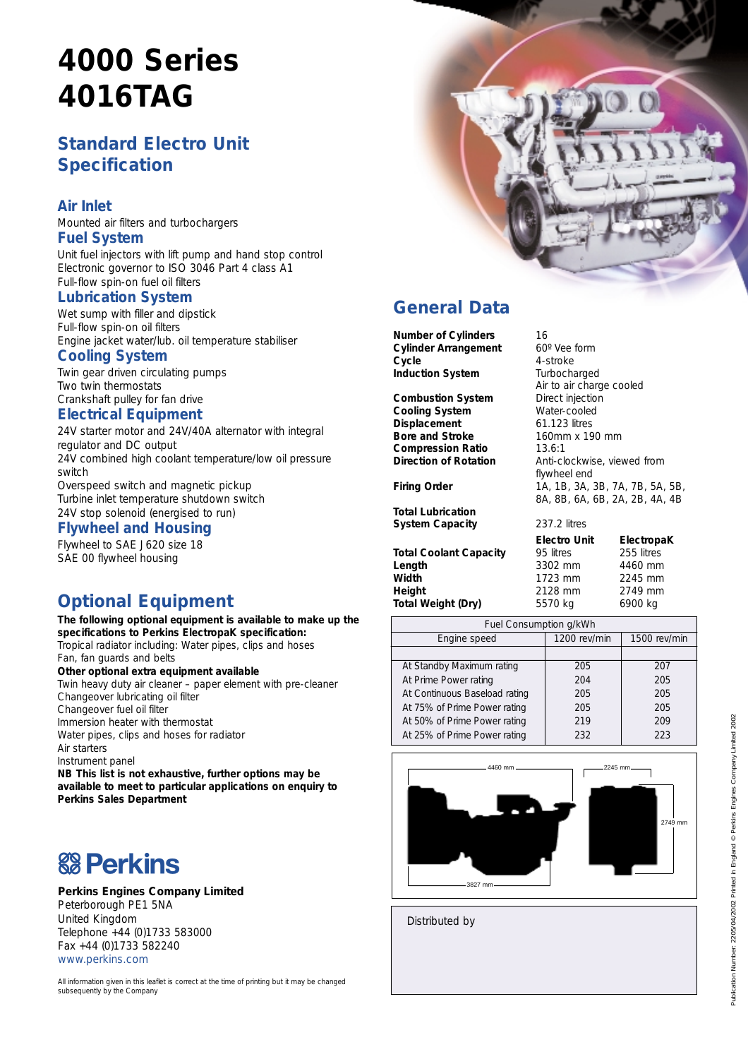# 4000 Series 4016TAG

## Standard Electro Unit Specification

### Air Inlet

Mounted air filters and turbochargers

### Fuel System

Unit fuel injectors with lift pump and hand stop control
Electronic governor to ISO 3046 Part 4 class A1
Full-flow spin-on fuel oil filters

### Lubrication System

Wet sump with filler and dipstick
Full-flow spin-on oil filters
Engine jacket water/lub. oil temperature stabiliser

### Cooling System

Twin gear driven circulating pumps
Two twin thermostats
Crankshaft pulley for fan drive

### Electrical Equipment

24V starter motor and 24V/40A alternator with integral regulator and DC output
24V combined high coolant temperature/low oil pressure switch
Overspeed switch and magnetic pickup
Turbine inlet temperature shutdown switch
24V stop solenoid (energised to run)

### Flywheel and Housing

Flywheel to SAE J620 size 18
SAE 00 flywheel housing

## Optional Equipment

**The following optional equipment is available to make up the specifications to Perkins ElectropaK specification:**
Tropical radiator including: Water pipes, clips and hoses
Fan, fan guards and belts

**Other optional extra equipment available**
Twin heavy duty air cleaner – paper element with pre-cleaner
Changeover lubricating oil filter
Changeover fuel oil filter
Immersion heater with thermostat
Water pipes, clips and hoses for radiator
Air starters
Instrument panel

**NB This list is not exhaustive, further options may be available to meet to particular applications on enquiry to Perkins Sales Department**

## General Data

| | | |
|---|---|---|
| **Number of Cylinders** | 16 | |
| **Cylinder Arrangement** | 60º Vee form | |
| **Cycle** | 4-stroke | |
| **Induction System** | Turbocharged Air to air charge cooled | |
| **Combustion System** | Direct injection | |
| **Cooling System** | Water-cooled | |
| **Displacement** | 61.123 litres | |
| **Bore and Stroke** | 160mm x 190 mm | |
| **Compression Ratio** | 13.6:1 | |
| **Direction of Rotation** | Anti-clockwise, viewed from flywheel end | |
| **Firing Order** | 1A, 1B, 3A, 3B, 7A, 7B, 5A, 5B, 8A, 8B, 6A, 6B, 2A, 2B, 4A, 4B | |
| **Total Lubrication System Capacity** | 237.2 litres | |
| | **Electro Unit** | **ElectropaK** |
| **Total Coolant Capacity** | 95 litres | 255 litres |
| **Length** | 3302 mm | 4460 mm |
| **Width** | 1723 mm | 2245 mm |
| **Height** | 2128 mm | 2749 mm |
| **Total Weight (Dry)** | 5570 kg | 6900 kg |

| Fuel Consumption g/kWh | | |
|---|---|---|
| Engine speed | 1200 rev/min | 1500 rev/min |
| At Standby Maximum rating | 205 | 207 |
| At Prime Power rating | 204 | 205 |
| At Continuous Baseload rating | 205 | 205 |
| At 75% of Prime Power rating | 205 | 205 |
| At 50% of Prime Power rating | 219 | 209 |
| At 25% of Prime Power rating | 232 | 223 |

4460 mm
2245 mm
2749 mm
3827 mm

Distributed by

**Perkins Engines Company Limited**
Peterborough PE1 5NA
United Kingdom
Telephone +44 (0)1733 583000
Fax +44 (0)1733 582240
www.perkins.com

All information given in this leaflet is correct at the time of printing but it may be changed subsequently by the Company

Publication Number: 2205/04/2002 Printed in England © Perkins Engines Company Limited 2002